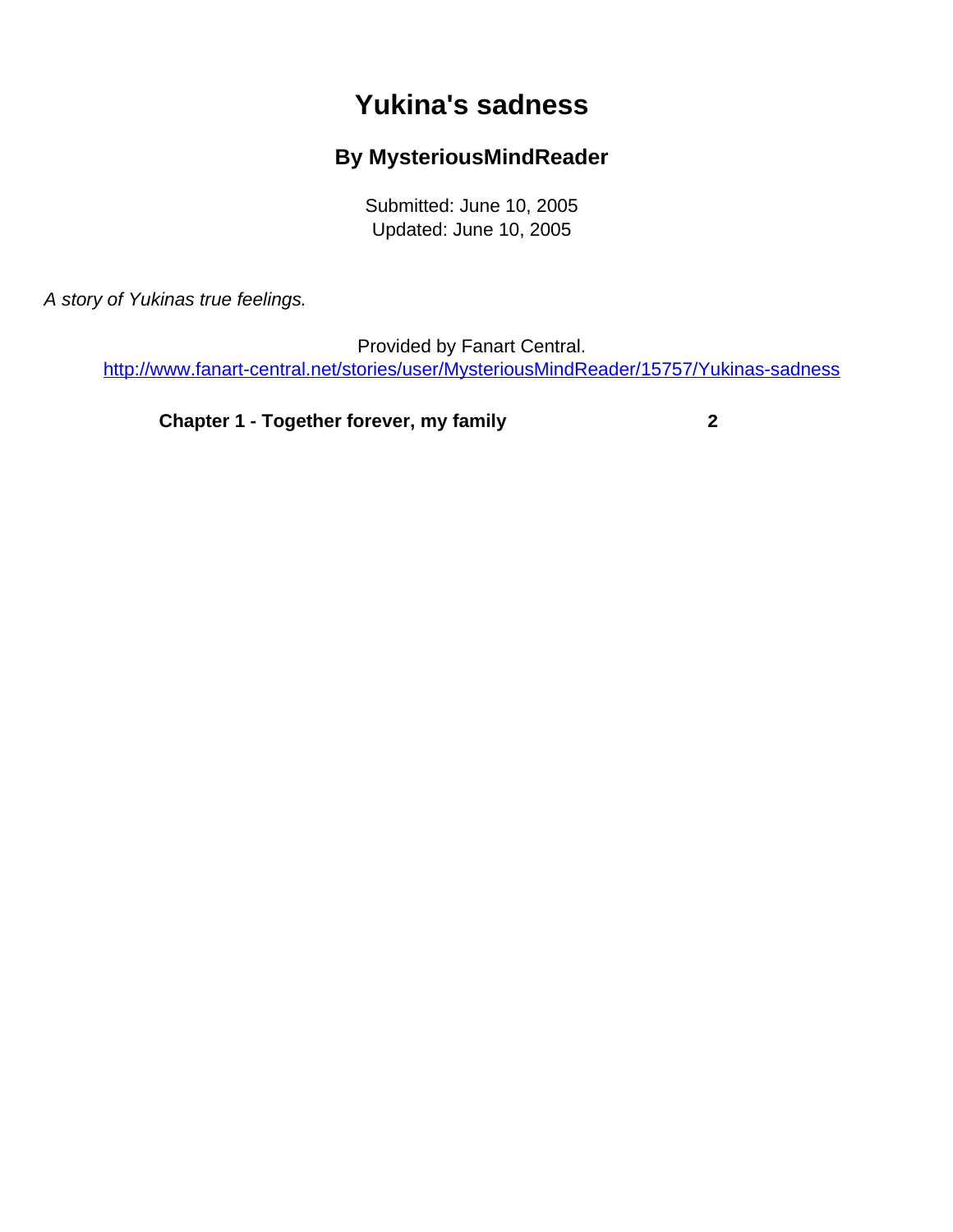# Yukina's sadness

## By MysteriousMindReader

Submitted: June 10, 2005
Updated: June 10, 2005

*A story of Yukinas true feelings.*

Provided by Fanart Central.
http://www.fanart-central.net/stories/user/MysteriousMindReader/15757/Yukinas-sadness

**Chapter 1 - Together forever, my family** **2**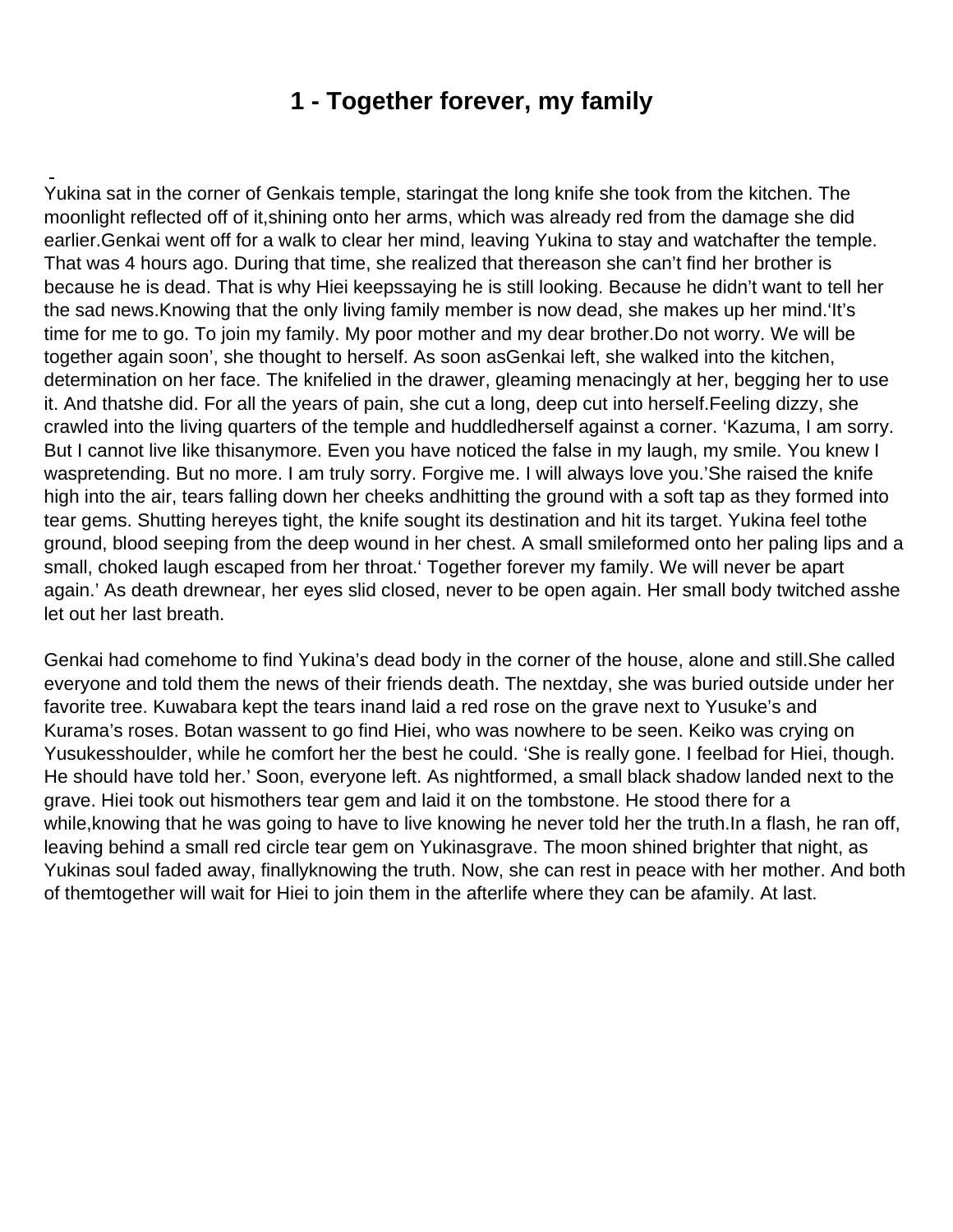# 1 - Together forever, my family

Yukina sat in the corner of Genkais temple, staringat the long knife she took from the kitchen. The moonlight reflected off of it,shining onto her arms, which was already red from the damage she did earlier.Genkai went off for a walk to clear her mind, leaving Yukina to stay and watchafter the temple. That was 4 hours ago. During that time, she realized that thereason she can't find her brother is because he is dead. That is why Hiei keepssaying he is still looking. Because he didn't want to tell her the sad news.Knowing that the only living family member is now dead, she makes up her mind.'It's time for me to go. To join my family. My poor mother and my dear brother.Do not worry. We will be together again soon', she thought to herself. As soon asGenkai left, she walked into the kitchen, determination on her face. The knifelied in the drawer, gleaming menacingly at her, begging her to use it. And thatshe did. For all the years of pain, she cut a long, deep cut into herself.Feeling dizzy, she crawled into the living quarters of the temple and huddledherself against a corner. 'Kazuma, I am sorry. But I cannot live like thisanymore. Even you have noticed the false in my laugh, my smile. You knew I waspretending. But no more. I am truly sorry. Forgive me. I will always love you.'She raised the knife high into the air, tears falling down her cheeks andhitting the ground with a soft tap as they formed into tear gems. Shutting hereyes tight, the knife sought its destination and hit its target. Yukina feel tothe ground, blood seeping from the deep wound in her chest. A small smileformed onto her paling lips and a small, choked laugh escaped from her throat.' Together forever my family. We will never be apart again.' As death drewnear, her eyes slid closed, never to be open again. Her small body twitched asshe let out her last breath.

Genkai had comehome to find Yukina's dead body in the corner of the house, alone and still.She called everyone and told them the news of their friends death. The nextday, she was buried outside under her favorite tree. Kuwabara kept the tears inand laid a red rose on the grave next to Yusuke's and Kurama's roses. Botan wassent to go find Hiei, who was nowhere to be seen. Keiko was crying on Yusukesshoulder, while he comfort her the best he could. 'She is really gone. I feelbad for Hiei, though. He should have told her.' Soon, everyone left. As nightformed, a small black shadow landed next to the grave. Hiei took out hismothers tear gem and laid it on the tombstone. He stood there for a while,knowing that he was going to have to live knowing he never told her the truth.In a flash, he ran off, leaving behind a small red circle tear gem on Yukinasgrave. The moon shined brighter that night, as Yukinas soul faded away, finallyknowing the truth. Now, she can rest in peace with her mother. And both of themtogether will wait for Hiei to join them in the afterlife where they can be afamily. At last.